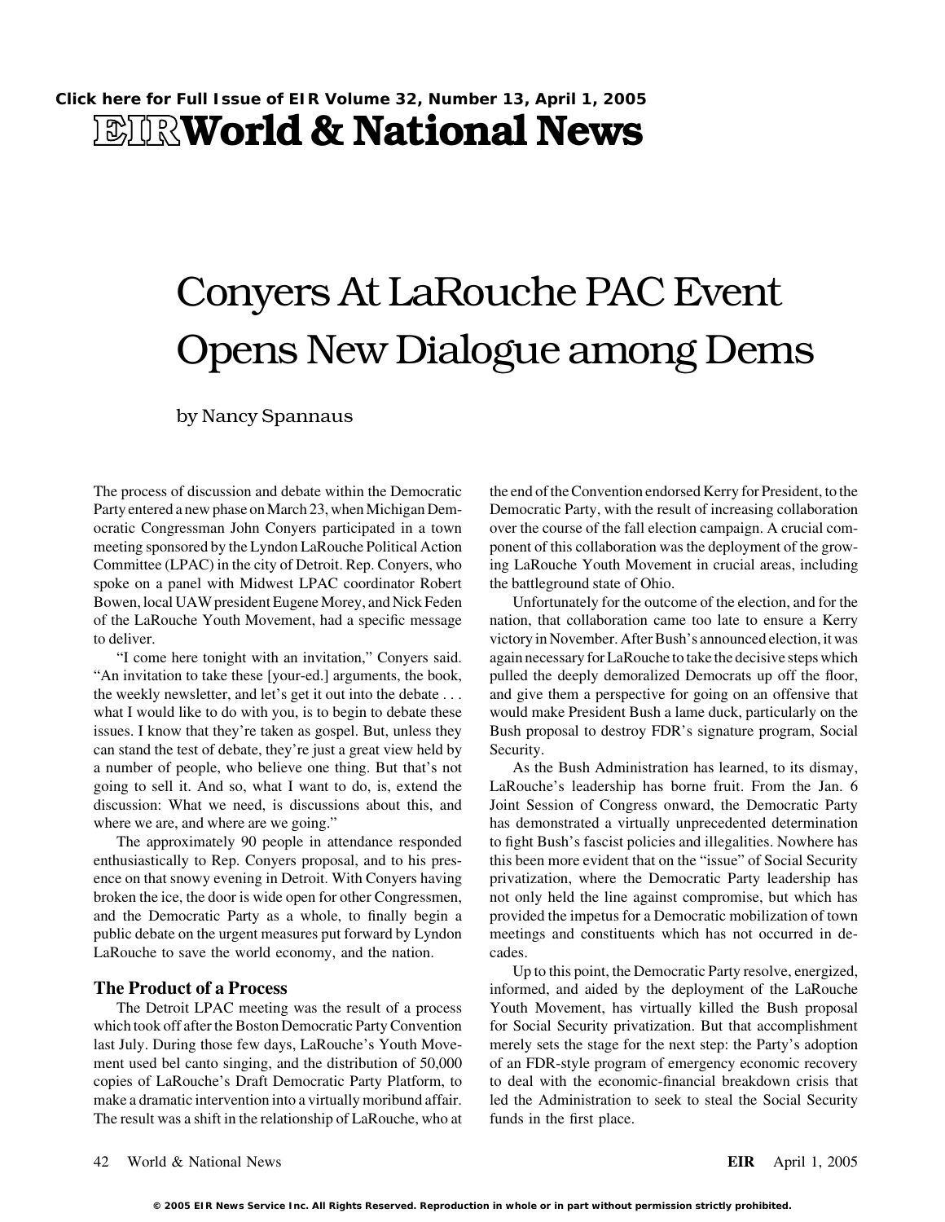Click here for Full Issue of EIR Volume 32, Number 13, April 1, 2005

# EIR World & National News

# Conyers At LaRouche PAC Event Opens New Dialogue among Dems

by Nancy Spannaus

The process of discussion and debate within the Democratic Party entered a new phase on March 23, when Michigan Democratic Congressman John Conyers participated in a town meeting sponsored by the Lyndon LaRouche Political Action Committee (LPAC) in the city of Detroit. Rep. Conyers, who spoke on a panel with Midwest LPAC coordinator Robert Bowen, local UAW president Eugene Morey, and Nick Feden of the LaRouche Youth Movement, had a specific message to deliver.

"I come here tonight with an invitation," Conyers said. "An invitation to take these [your-ed.] arguments, the book, the weekly newsletter, and let's get it out into the debate . . . what I would like to do with you, is to begin to debate these issues. I know that they're taken as gospel. But, unless they can stand the test of debate, they're just a great view held by a number of people, who believe one thing. But that's not going to sell it. And so, what I want to do, is, extend the discussion: What we need, is discussions about this, and where we are, and where are we going."

The approximately 90 people in attendance responded enthusiastically to Rep. Conyers proposal, and to his presence on that snowy evening in Detroit. With Conyers having broken the ice, the door is wide open for other Congressmen, and the Democratic Party as a whole, to finally begin a public debate on the urgent measures put forward by Lyndon LaRouche to save the world economy, and the nation.

## The Product of a Process

The Detroit LPAC meeting was the result of a process which took off after the Boston Democratic Party Convention last July. During those few days, LaRouche's Youth Movement used bel canto singing, and the distribution of 50,000 copies of LaRouche's Draft Democratic Party Platform, to make a dramatic intervention into a virtually moribund affair. The result was a shift in the relationship of LaRouche, who at the end of the Convention endorsed Kerry for President, to the Democratic Party, with the result of increasing collaboration over the course of the fall election campaign. A crucial component of this collaboration was the deployment of the growing LaRouche Youth Movement in crucial areas, including the battleground state of Ohio.

Unfortunately for the outcome of the election, and for the nation, that collaboration came too late to ensure a Kerry victory in November. After Bush's announced election, it was again necessary for LaRouche to take the decisive steps which pulled the deeply demoralized Democrats up off the floor, and give them a perspective for going on an offensive that would make President Bush a lame duck, particularly on the Bush proposal to destroy FDR's signature program, Social Security.

As the Bush Administration has learned, to its dismay, LaRouche's leadership has borne fruit. From the Jan. 6 Joint Session of Congress onward, the Democratic Party has demonstrated a virtually unprecedented determination to fight Bush's fascist policies and illegalities. Nowhere has this been more evident that on the "issue" of Social Security privatization, where the Democratic Party leadership has not only held the line against compromise, but which has provided the impetus for a Democratic mobilization of town meetings and constituents which has not occurred in decades.

Up to this point, the Democratic Party resolve, energized, informed, and aided by the deployment of the LaRouche Youth Movement, has virtually killed the Bush proposal for Social Security privatization. But that accomplishment merely sets the stage for the next step: the Party's adoption of an FDR-style program of emergency economic recovery to deal with the economic-financial breakdown crisis that led the Administration to seek to steal the Social Security funds in the first place.

© 2005 EIR News Service Inc. All Rights Reserved. Reproduction in whole or in part without permission strictly prohibited.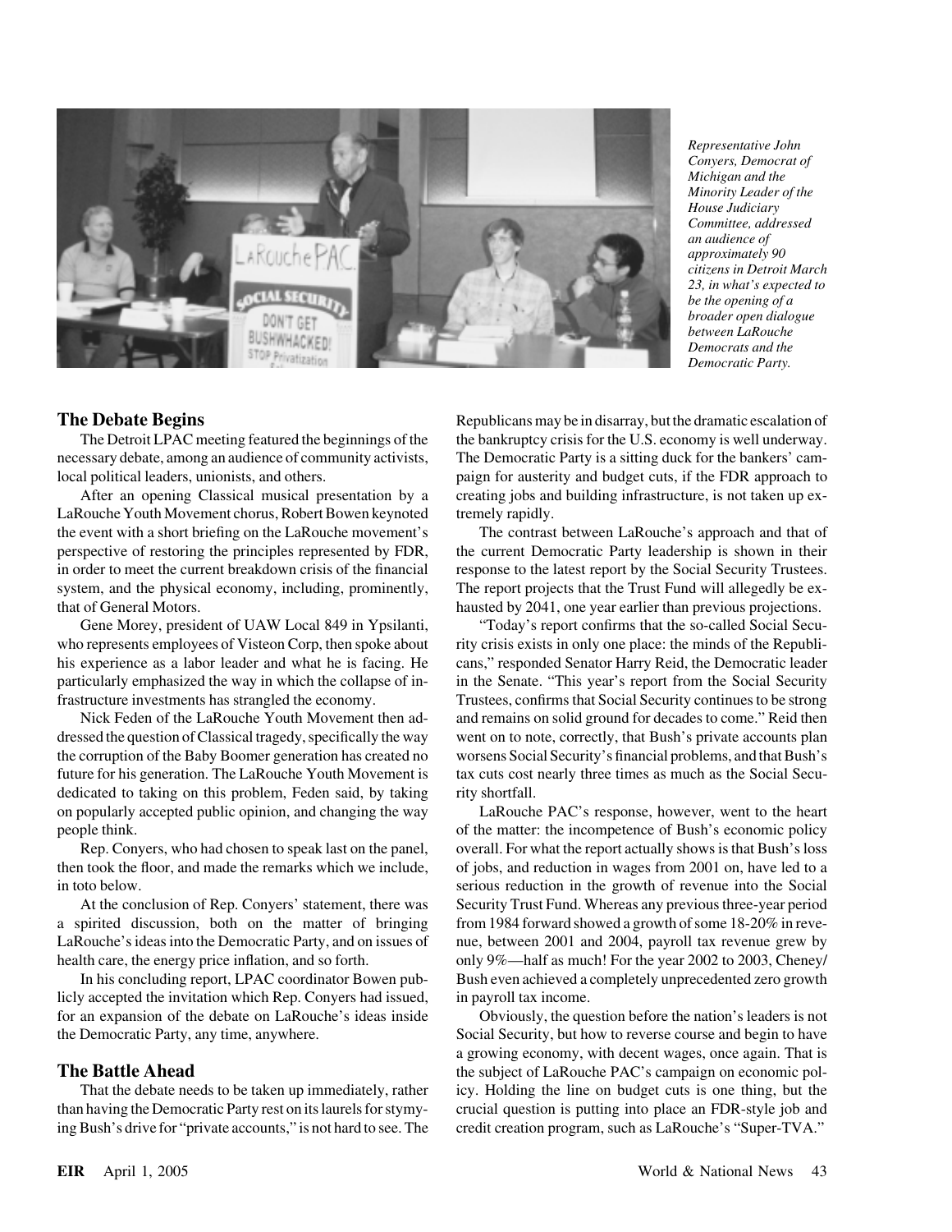*Representative John Conyers, Democrat of Michigan and the Minority Leader of the House Judiciary Committee, addressed an audience of approximately 90 citizens in Detroit March 23, in what's expected to be the opening of a broader open dialogue between LaRouche Democrats and the Democratic Party.*

## The Debate Begins

The Detroit LPAC meeting featured the beginnings of the necessary debate, among an audience of community activists, local political leaders, unionists, and others.

After an opening Classical musical presentation by a LaRouche Youth Movement chorus, Robert Bowen keynoted the event with a short briefing on the LaRouche movement's perspective of restoring the principles represented by FDR, in order to meet the current breakdown crisis of the financial system, and the physical economy, including, prominently, that of General Motors.

Gene Morey, president of UAW Local 849 in Ypsilanti, who represents employees of Visteon Corp, then spoke about his experience as a labor leader and what he is facing. He particularly emphasized the way in which the collapse of infrastructure investments has strangled the economy.

Nick Feden of the LaRouche Youth Movement then addressed the question of Classical tragedy, specifically the way the corruption of the Baby Boomer generation has created no future for his generation. The LaRouche Youth Movement is dedicated to taking on this problem, Feden said, by taking on popularly accepted public opinion, and changing the way people think.

Rep. Conyers, who had chosen to speak last on the panel, then took the floor, and made the remarks which we include, in toto below.

At the conclusion of Rep. Conyers' statement, there was a spirited discussion, both on the matter of bringing LaRouche's ideas into the Democratic Party, and on issues of health care, the energy price inflation, and so forth.

In his concluding report, LPAC coordinator Bowen publicly accepted the invitation which Rep. Conyers had issued, for an expansion of the debate on LaRouche's ideas inside the Democratic Party, any time, anywhere.

## The Battle Ahead

That the debate needs to be taken up immediately, rather than having the Democratic Party rest on its laurels for stymying Bush's drive for "private accounts," is not hard to see. The Republicans may be in disarray, but the dramatic escalation of the bankruptcy crisis for the U.S. economy is well underway. The Democratic Party is a sitting duck for the bankers' campaign for austerity and budget cuts, if the FDR approach to creating jobs and building infrastructure, is not taken up extremely rapidly.

The contrast between LaRouche's approach and that of the current Democratic Party leadership is shown in their response to the latest report by the Social Security Trustees. The report projects that the Trust Fund will allegedly be exhausted by 2041, one year earlier than previous projections.

"Today's report confirms that the so-called Social Security crisis exists in only one place: the minds of the Republicans," responded Senator Harry Reid, the Democratic leader in the Senate. "This year's report from the Social Security Trustees, confirms that Social Security continues to be strong and remains on solid ground for decades to come." Reid then went on to note, correctly, that Bush's private accounts plan worsens Social Security's financial problems, and that Bush's tax cuts cost nearly three times as much as the Social Security shortfall.

LaRouche PAC's response, however, went to the heart of the matter: the incompetence of Bush's economic policy overall. For what the report actually shows is that Bush's loss of jobs, and reduction in wages from 2001 on, have led to a serious reduction in the growth of revenue into the Social Security Trust Fund. Whereas any previous three-year period from 1984 forward showed a growth of some 18-20% in revenue, between 2001 and 2004, payroll tax revenue grew by only 9%—half as much! For the year 2002 to 2003, Cheney/Bush even achieved a completely unprecedented zero growth in payroll tax income.

Obviously, the question before the nation's leaders is not Social Security, but how to reverse course and begin to have a growing economy, with decent wages, once again. That is the subject of LaRouche PAC's campaign on economic policy. Holding the line on budget cuts is one thing, but the crucial question is putting into place an FDR-style job and credit creation program, such as LaRouche's "Super-TVA."